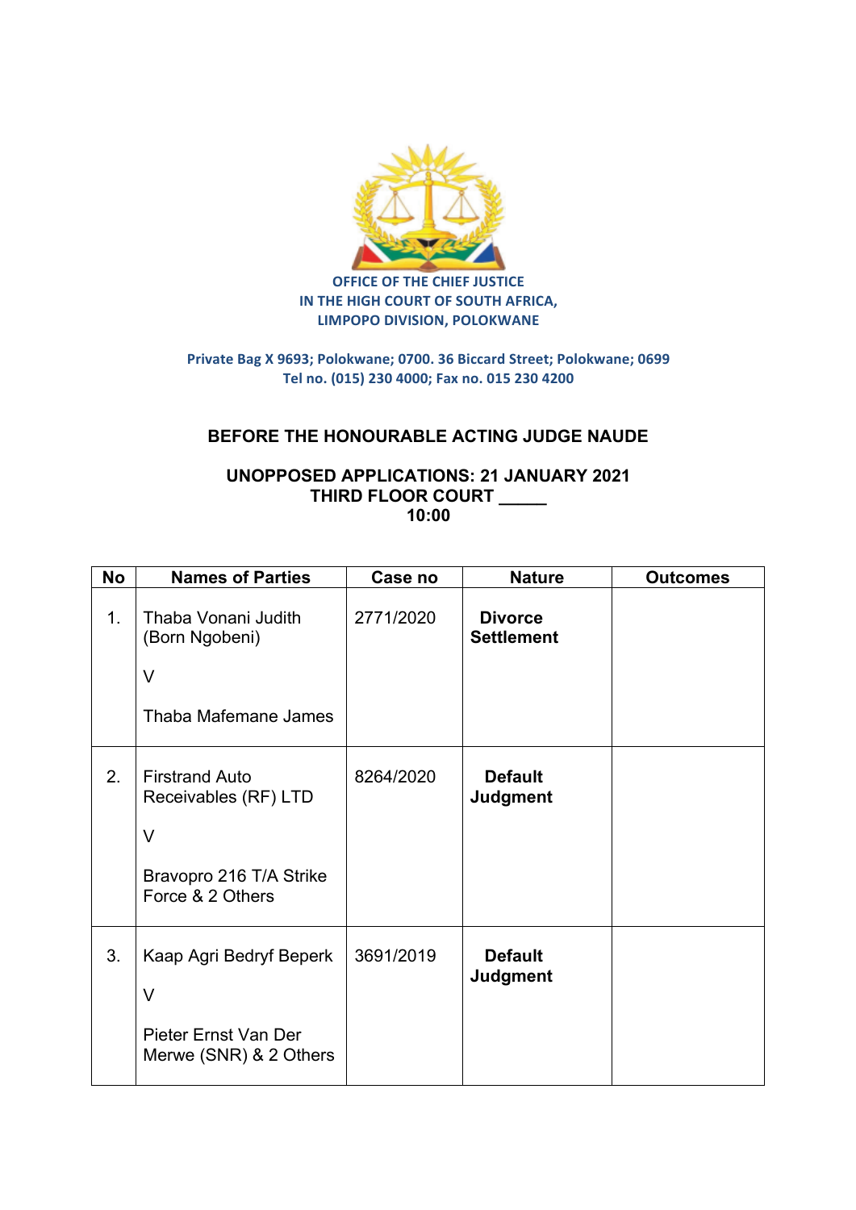**OFFICE OF THE CHIEF JUSTICE**
**IN THE HIGH COURT OF SOUTH AFRICA,**
**LIMPOPO DIVISION, POLOKWANE**

Private Bag X 9693; Polokwane; 0700. 36 Biccard Street; Polokwane; 0699
Tel no. (015) 230 4000; Fax no. 015 230 4200

## BEFORE THE HONOURABLE ACTING JUDGE NAUDE

### UNOPPOSED APPLICATIONS: 21 JANUARY 2021
### THIRD FLOOR COURT _____
### 10:00

| No | Names of Parties | Case no | Nature | Outcomes |
|---|---|---|---|---|
| 1. | Thaba Vonani Judith (Born Ngobeni) V Thaba Mafemane James | 2771/2020 | **Divorce Settlement** | |
| 2. | Firstrand Auto Receivables (RF) LTD V Bravopro 216 T/A Strike Force & 2 Others | 8264/2020 | **Default Judgment** | |
| 3. | Kaap Agri Bedryf Beperk V Pieter Ernst Van Der Merwe (SNR) & 2 Others | 3691/2019 | **Default Judgment** | |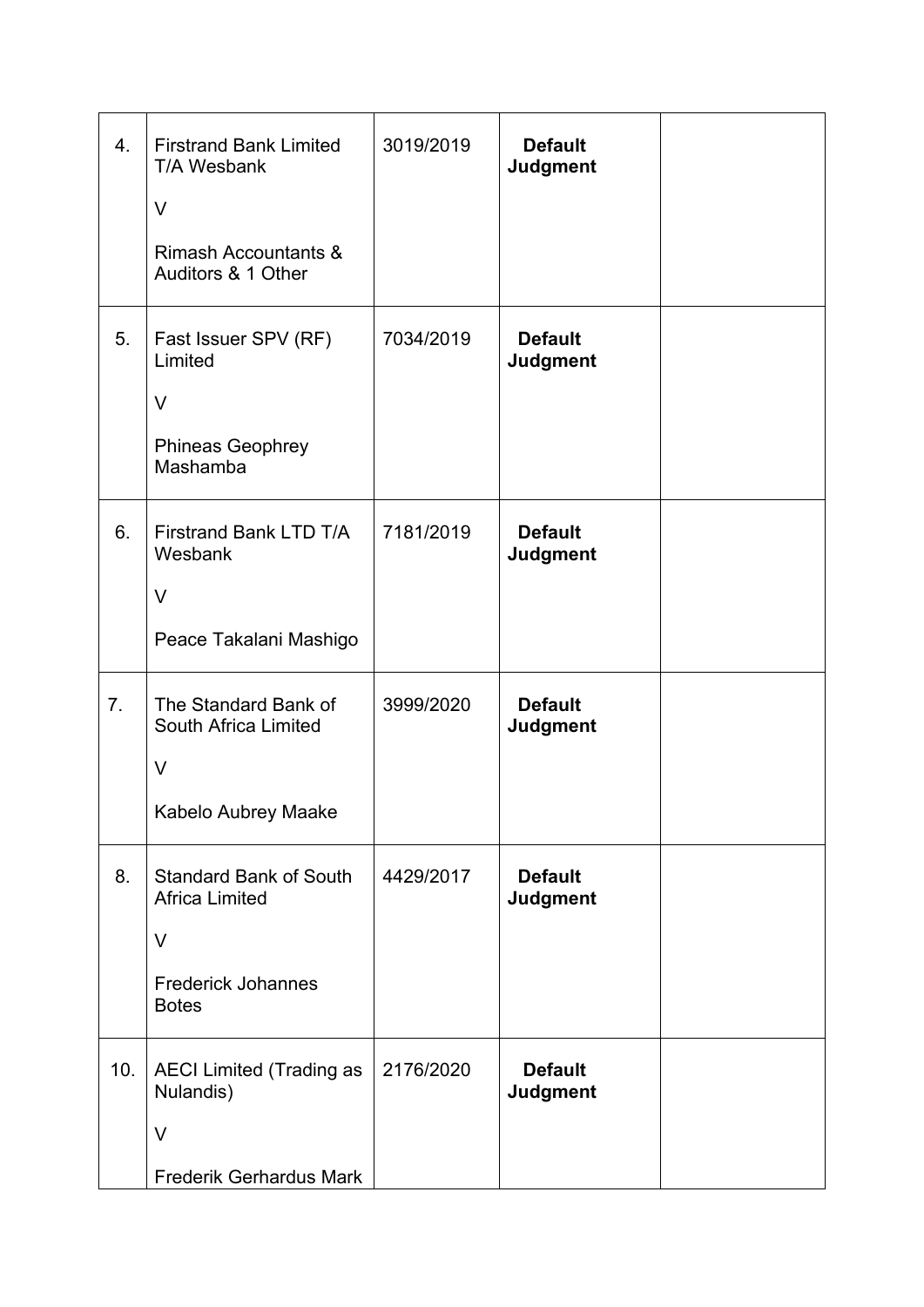| | | | | |
|---|---|---|---|---|
| 4. | Firstrand Bank Limited T/A Wesbank<br><br>V<br><br>Rimash Accountants & Auditors & 1 Other | 3019/2019 | **Default Judgment** | |
| 5. | Fast Issuer SPV (RF) Limited<br><br>V<br><br>Phineas Geophrey Mashamba | 7034/2019 | **Default Judgment** | |
| 6. | Firstrand Bank LTD T/A Wesbank<br><br>V<br><br>Peace Takalani Mashigo | 7181/2019 | **Default Judgment** | |
| 7. | The Standard Bank of South Africa Limited<br><br>V<br><br>Kabelo Aubrey Maake | 3999/2020 | **Default Judgment** | |
| 8. | Standard Bank of South Africa Limited<br><br>V<br><br>Frederick Johannes Botes | 4429/2017 | **Default Judgment** | |
| 10. | AECI Limited (Trading as Nulandis)<br><br>V<br><br>Frederik Gerhardus Mark | 2176/2020 | **Default Judgment** | |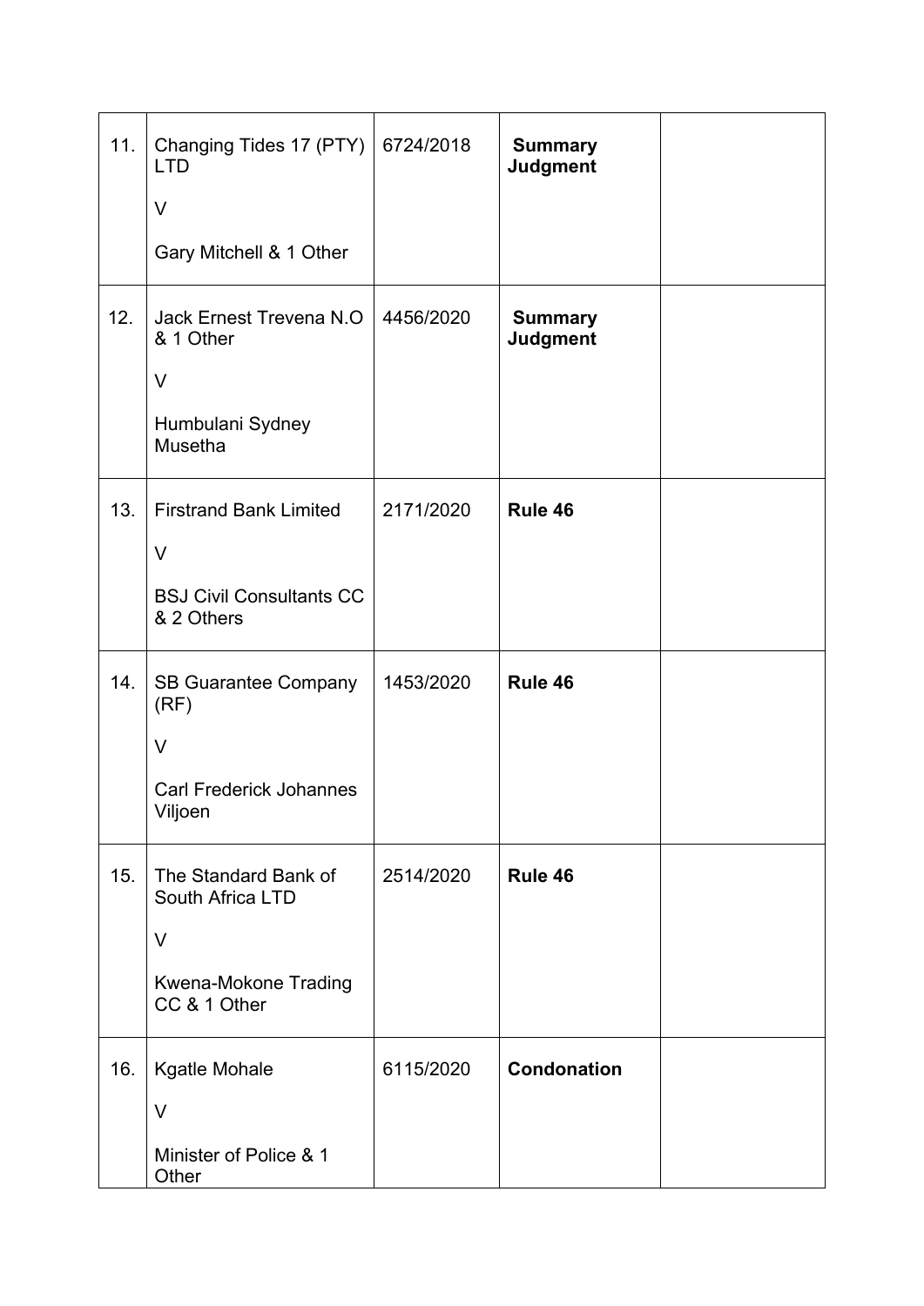| 11. | Changing Tides 17 (PTY) LTD<br><br>V<br><br>Gary Mitchell & 1 Other | 6724/2018 | **Summary Judgment** | |
|---|---|---|---|---|
| 12. | Jack Ernest Trevena N.O & 1 Other<br><br>V<br><br>Humbulani Sydney Musetha | 4456/2020 | **Summary Judgment** | |
| 13. | Firstrand Bank Limited<br><br>V<br><br>BSJ Civil Consultants CC & 2 Others | 2171/2020 | **Rule 46** | |
| 14. | SB Guarantee Company (RF)<br><br>V<br><br>Carl Frederick Johannes Viljoen | 1453/2020 | **Rule 46** | |
| 15. | The Standard Bank of South Africa LTD<br><br>V<br><br>Kwena-Mokone Trading CC & 1 Other | 2514/2020 | **Rule 46** | |
| 16. | Kgatle Mohale<br><br>V<br><br>Minister of Police & 1 Other | 6115/2020 | **Condonation** | |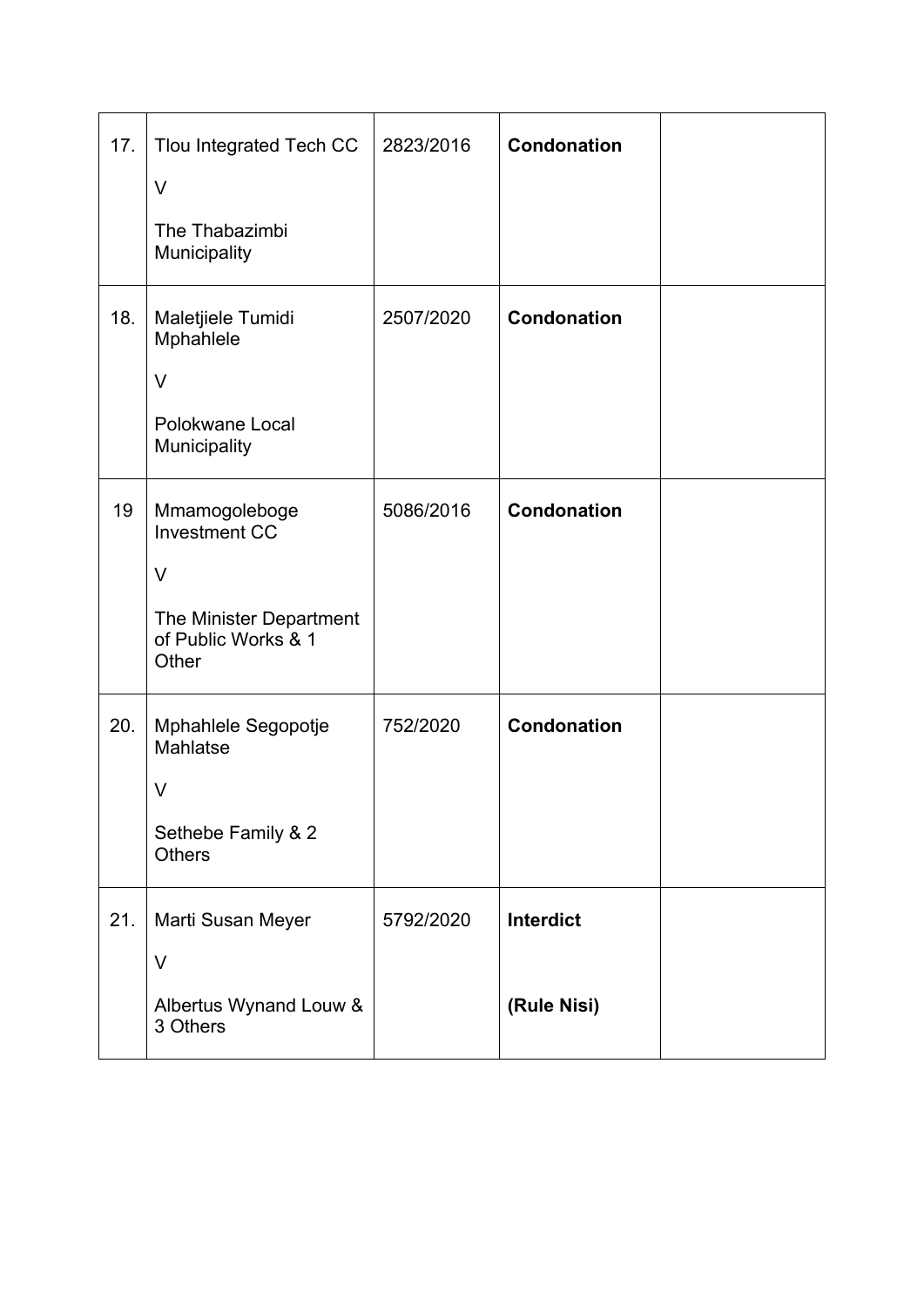| | | | | |
|---|---|---|---|---|
| 17. | Tlou Integrated Tech CC<br><br>V<br><br>The Thabazimbi Municipality | 2823/2016 | **Condonation** | |
| 18. | Maletjiele Tumidi Mphahlele<br><br>V<br><br>Polokwane Local Municipality | 2507/2020 | **Condonation** | |
| 19 | Mmamogoleboge Investment CC<br><br>V<br><br>The Minister Department of Public Works & 1 Other | 5086/2016 | **Condonation** | |
| 20. | Mphahlele Segopotje Mahlatse<br><br>V<br><br>Sethebe Family & 2 Others | 752/2020 | **Condonation** | |
| 21. | Marti Susan Meyer<br><br>V<br><br>Albertus Wynand Louw & 3 Others | 5792/2020 | **Interdict**<br><br>**(Rule Nisi)** | |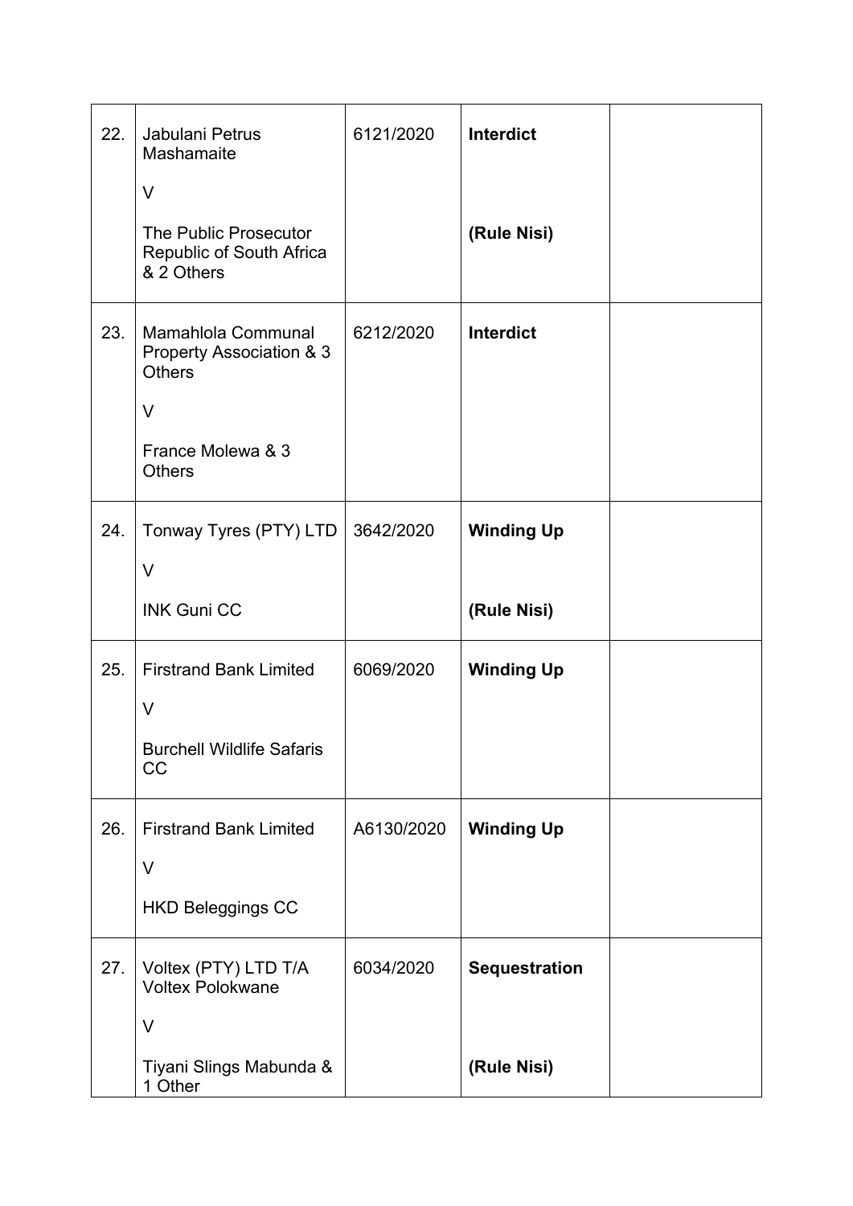| 22. | Jabulani Petrus Mashamaite<br><br>V<br><br>The Public Prosecutor Republic of South Africa & 2 Others | 6121/2020 | **Interdict**<br><br>**(Rule Nisi)** | |
|---|---|---|---|---|
| 23. | Mamahlola Communal Property Association & 3 Others<br><br>V<br><br>France Molewa & 3 Others | 6212/2020 | **Interdict** | |
| 24. | Tonway Tyres (PTY) LTD<br><br>V<br><br>INK Guni CC | 3642/2020 | **Winding Up**<br><br>**(Rule Nisi)** | |
| 25. | Firstrand Bank Limited<br><br>V<br><br>Burchell Wildlife Safaris CC | 6069/2020 | **Winding Up** | |
| 26. | Firstrand Bank Limited<br><br>V<br><br>HKD Beleggings CC | A6130/2020 | **Winding Up** | |
| 27. | Voltex (PTY) LTD T/A Voltex Polokwane<br><br>V<br><br>Tiyani Slings Mabunda & 1 Other | 6034/2020 | **Sequestration**<br><br>**(Rule Nisi)** | |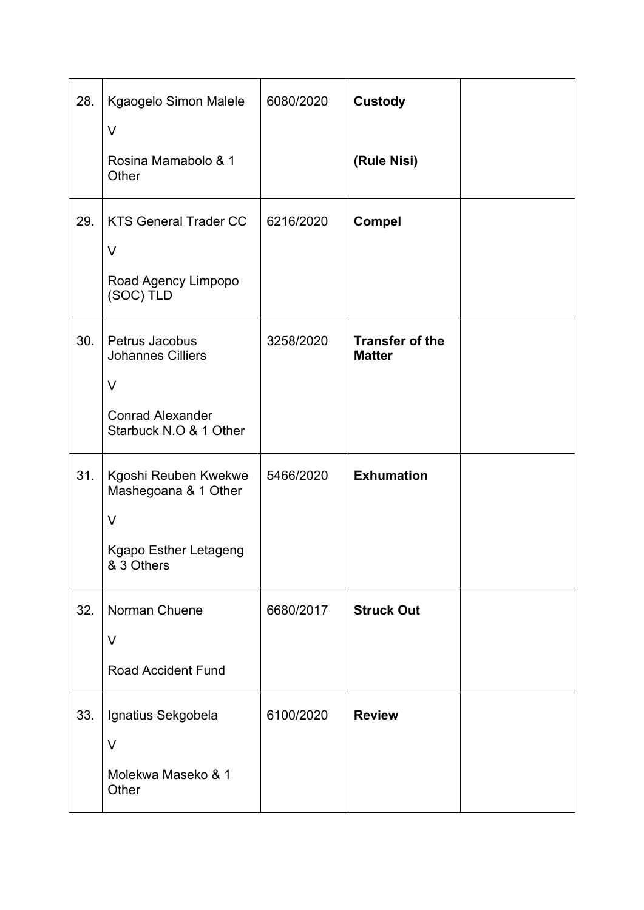| | | | | |
|---|---|---|---|---|
| 28. | Kgaogelo Simon Malele<br><br>V<br><br>Rosina Mamabolo & 1 Other | 6080/2020 | **Custody**<br><br>**(Rule Nisi)** | |
| 29. | KTS General Trader CC<br><br>V<br><br>Road Agency Limpopo (SOC) TLD | 6216/2020 | **Compel** | |
| 30. | Petrus Jacobus Johannes Cilliers<br><br>V<br><br>Conrad Alexander Starbuck N.O & 1 Other | 3258/2020 | **Transfer of the Matter** | |
| 31. | Kgoshi Reuben Kwekwe Mashegoana & 1 Other<br><br>V<br><br>Kgapo Esther Letageng & 3 Others | 5466/2020 | **Exhumation** | |
| 32. | Norman Chuene<br><br>V<br><br>Road Accident Fund | 6680/2017 | **Struck Out** | |
| 33. | Ignatius Sekgobela<br><br>V<br><br>Molekwa Maseko & 1 Other | 6100/2020 | **Review** | |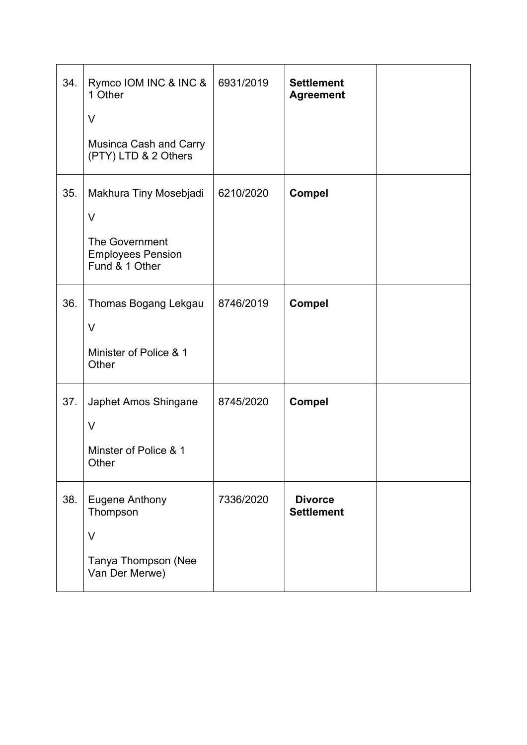| | | | | |
|---|---|---|---|---|
| 34. | Rymco IOM INC & INC & 1 Other<br><br>V<br><br>Musinca Cash and Carry (PTY) LTD & 2 Others | 6931/2019 | **Settlement Agreement** | |
| 35. | Makhura Tiny Mosebjadi<br><br>V<br><br>The Government Employees Pension Fund & 1 Other | 6210/2020 | **Compel** | |
| 36. | Thomas Bogang Lekgau<br><br>V<br><br>Minister of Police & 1 Other | 8746/2019 | **Compel** | |
| 37. | Japhet Amos Shingane<br><br>V<br><br>Minster of Police & 1 Other | 8745/2020 | **Compel** | |
| 38. | Eugene Anthony Thompson<br><br>V<br><br>Tanya Thompson (Nee Van Der Merwe) | 7336/2020 | **Divorce Settlement** | |